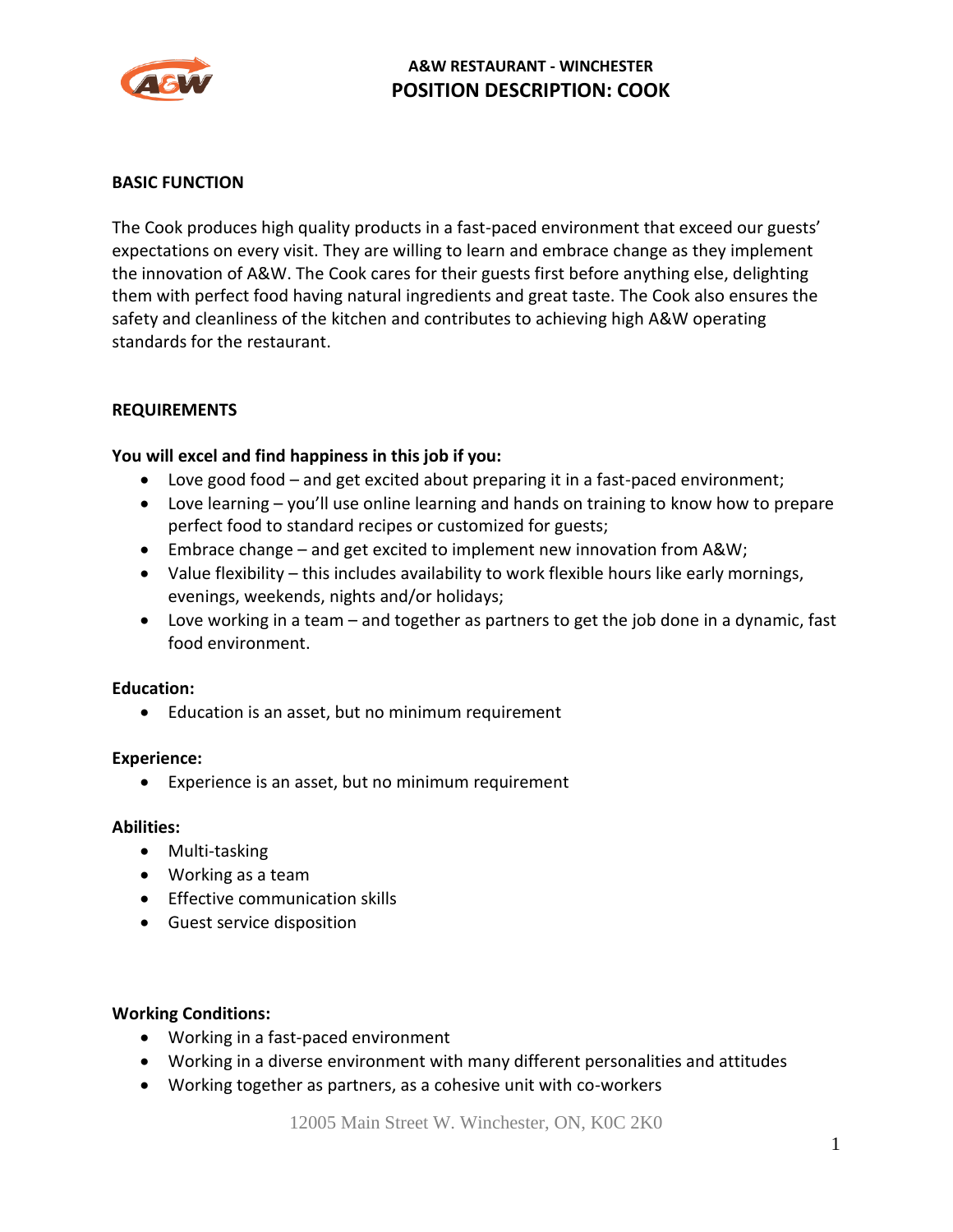# A&W RESTAURANT - WINCHESTER

## POSITION DESCRIPTION: COOK

**BASIC FUNCTION**

The Cook produces high quality products in a fast-paced environment that exceed our guests' expectations on every visit. They are willing to learn and embrace change as they implement the innovation of A&W. The Cook cares for their guests first before anything else, delighting them with perfect food having natural ingredients and great taste. The Cook also ensures the safety and cleanliness of the kitchen and contributes to achieving high A&W operating standards for the restaurant.

**REQUIREMENTS**

**You will excel and find happiness in this job if you:**

- Love good food – and get excited about preparing it in a fast-paced environment;
- Love learning – you'll use online learning and hands on training to know how to prepare perfect food to standard recipes or customized for guests;
- Embrace change – and get excited to implement new innovation from A&W;
- Value flexibility – this includes availability to work flexible hours like early mornings, evenings, weekends, nights and/or holidays;
- Love working in a team – and together as partners to get the job done in a dynamic, fast food environment.

**Education:**

- Education is an asset, but no minimum requirement

**Experience:**

- Experience is an asset, but no minimum requirement

**Abilities:**

- Multi-tasking
- Working as a team
- Effective communication skills
- Guest service disposition

**Working Conditions:**

- Working in a fast-paced environment
- Working in a diverse environment with many different personalities and attitudes
- Working together as partners, as a cohesive unit with co-workers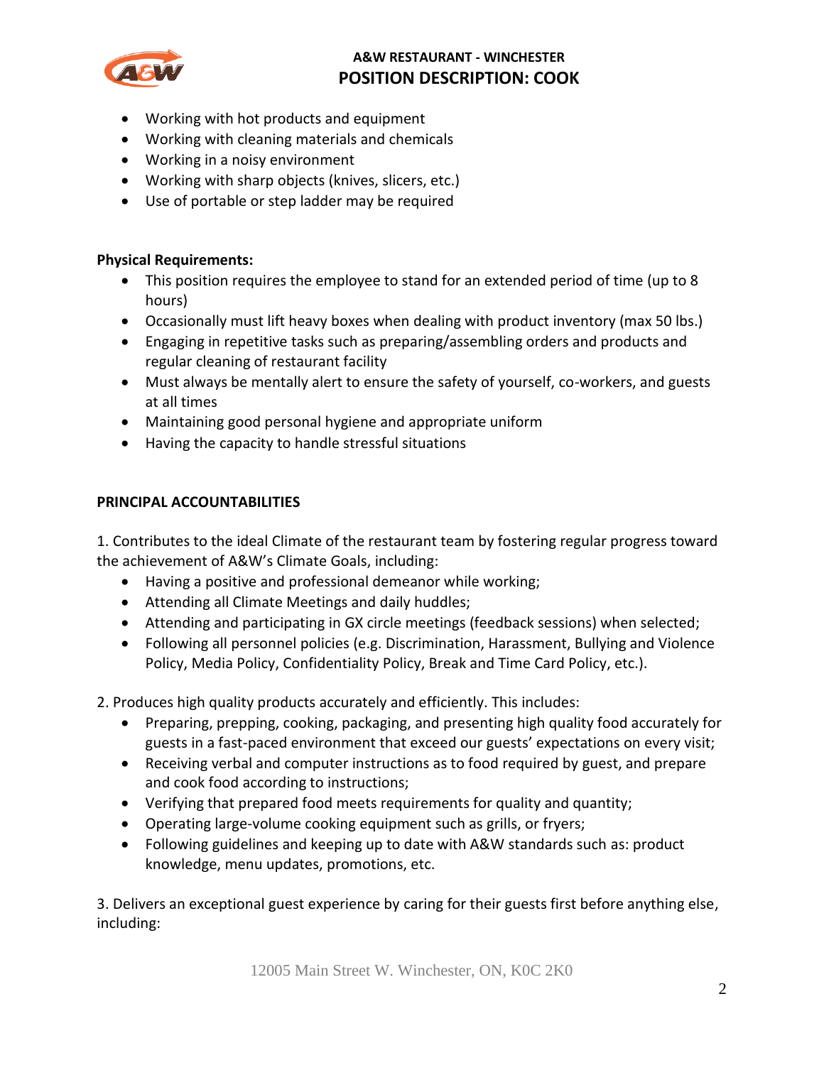- Working with hot products and equipment
- Working with cleaning materials and chemicals
- Working in a noisy environment
- Working with sharp objects (knives, slicers, etc.)
- Use of portable or step ladder may be required

**Physical Requirements:**

- This position requires the employee to stand for an extended period of time (up to 8 hours)
- Occasionally must lift heavy boxes when dealing with product inventory (max 50 lbs.)
- Engaging in repetitive tasks such as preparing/assembling orders and products and regular cleaning of restaurant facility
- Must always be mentally alert to ensure the safety of yourself, co-workers, and guests at all times
- Maintaining good personal hygiene and appropriate uniform
- Having the capacity to handle stressful situations

**PRINCIPAL ACCOUNTABILITIES**

1. Contributes to the ideal Climate of the restaurant team by fostering regular progress toward the achievement of A&W's Climate Goals, including:
   - Having a positive and professional demeanor while working;
   - Attending all Climate Meetings and daily huddles;
   - Attending and participating in GX circle meetings (feedback sessions) when selected;
   - Following all personnel policies (e.g. Discrimination, Harassment, Bullying and Violence Policy, Media Policy, Confidentiality Policy, Break and Time Card Policy, etc.).

2. Produces high quality products accurately and efficiently. This includes:
   - Preparing, prepping, cooking, packaging, and presenting high quality food accurately for guests in a fast-paced environment that exceed our guests' expectations on every visit;
   - Receiving verbal and computer instructions as to food required by guest, and prepare and cook food according to instructions;
   - Verifying that prepared food meets requirements for quality and quantity;
   - Operating large-volume cooking equipment such as grills, or fryers;
   - Following guidelines and keeping up to date with A&W standards such as: product knowledge, menu updates, promotions, etc.

3. Delivers an exceptional guest experience by caring for their guests first before anything else, including:

12005 Main Street W. Winchester, ON, K0C 2K0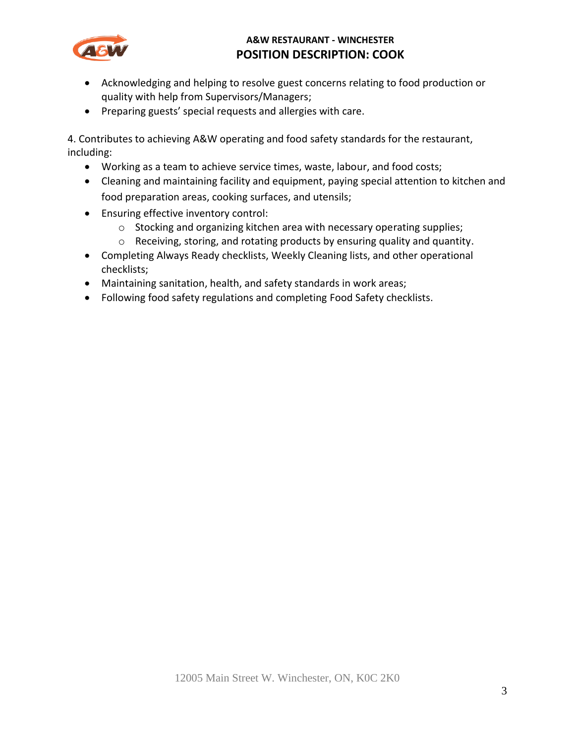- Acknowledging and helping to resolve guest concerns relating to food production or quality with help from Supervisors/Managers;
- Preparing guests' special requests and allergies with care.

4. Contributes to achieving A&W operating and food safety standards for the restaurant, including:

- Working as a team to achieve service times, waste, labour, and food costs;
- Cleaning and maintaining facility and equipment, paying special attention to kitchen and food preparation areas, cooking surfaces, and utensils;
- Ensuring effective inventory control:
  - Stocking and organizing kitchen area with necessary operating supplies;
  - Receiving, storing, and rotating products by ensuring quality and quantity.
- Completing Always Ready checklists, Weekly Cleaning lists, and other operational checklists;
- Maintaining sanitation, health, and safety standards in work areas;
- Following food safety regulations and completing Food Safety checklists.